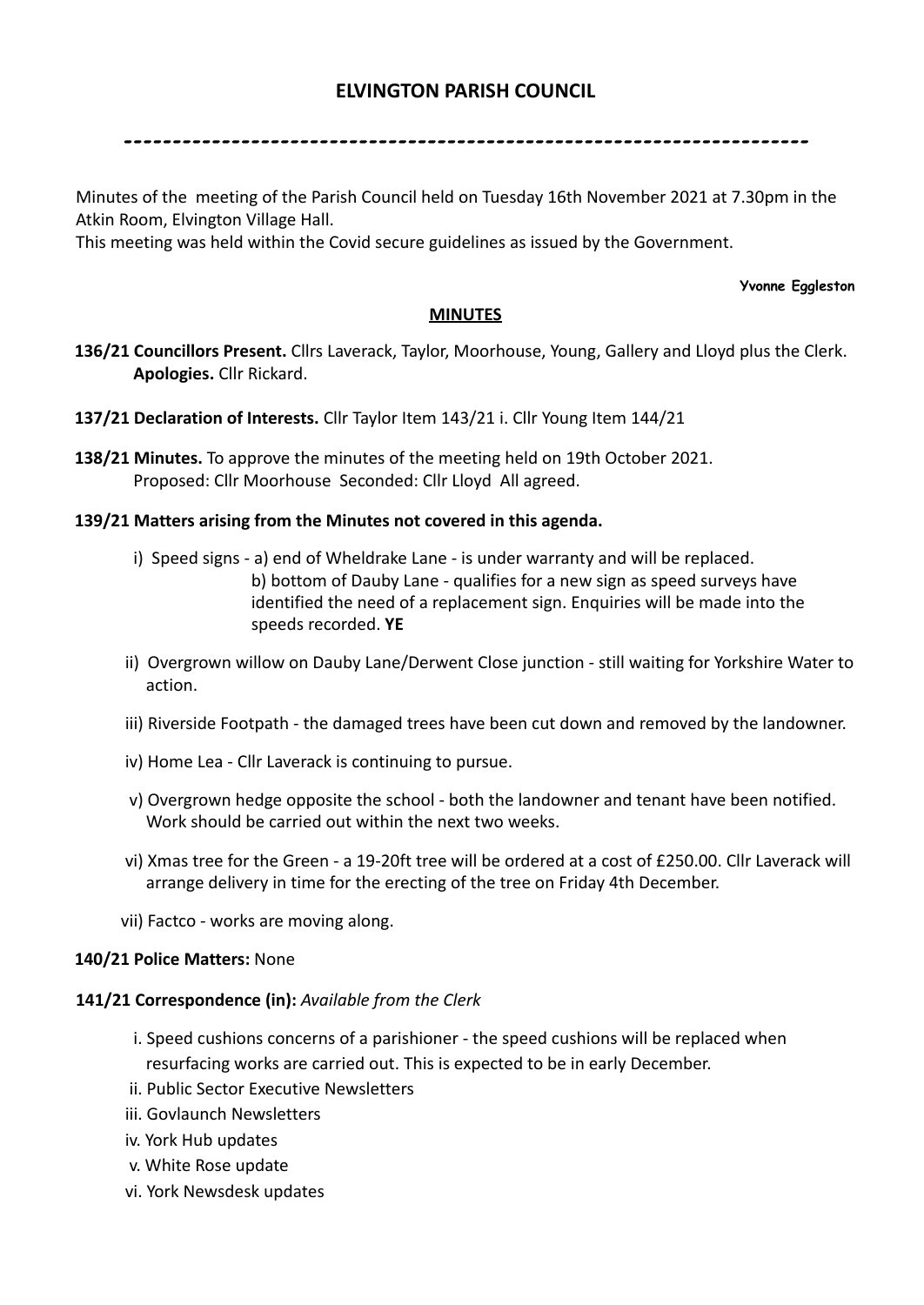# ELVINGTON PARISH COUNCIL

---

Minutes of the meeting of the Parish Council held on Tuesday 16th November 2021 at 7.30pm in the Atkin Room, Elvington Village Hall.
This meeting was held within the Covid secure guidelines as issued by the Government.

**Yvonne Eggleston**

## MINUTES

**136/21 Councillors Present.** Cllrs Laverack, Taylor, Moorhouse, Young, Gallery and Lloyd plus the Clerk.
**Apologies.** Cllr Rickard.

**137/21 Declaration of Interests.** Cllr Taylor Item 143/21 i. Cllr Young Item 144/21

**138/21 Minutes.** To approve the minutes of the meeting held on 19th October 2021.
Proposed: Cllr Moorhouse Seconded: Cllr Lloyd All agreed.

**139/21 Matters arising from the Minutes not covered in this agenda.**

i) Speed signs - a) end of Wheldrake Lane - is under warranty and will be replaced.
b) bottom of Dauby Lane - qualifies for a new sign as speed surveys have identified the need of a replacement sign. Enquiries will be made into the speeds recorded. **YE**

ii) Overgrown willow on Dauby Lane/Derwent Close junction - still waiting for Yorkshire Water to action.

iii) Riverside Footpath - the damaged trees have been cut down and removed by the landowner.

iv) Home Lea - Cllr Laverack is continuing to pursue.

v) Overgrown hedge opposite the school - both the landowner and tenant have been notified. Work should be carried out within the next two weeks.

vi) Xmas tree for the Green - a 19-20ft tree will be ordered at a cost of £250.00. Cllr Laverack will arrange delivery in time for the erecting of the tree on Friday 4th December.

vii) Factco - works are moving along.

**140/21 Police Matters:** None

**141/21 Correspondence (in):** *Available from the Clerk*

i. Speed cushions concerns of a parishioner - the speed cushions will be replaced when resurfacing works are carried out. This is expected to be in early December.
ii. Public Sector Executive Newsletters
iii. Govlaunch Newsletters
iv. York Hub updates
v. White Rose update
vi. York Newsdesk updates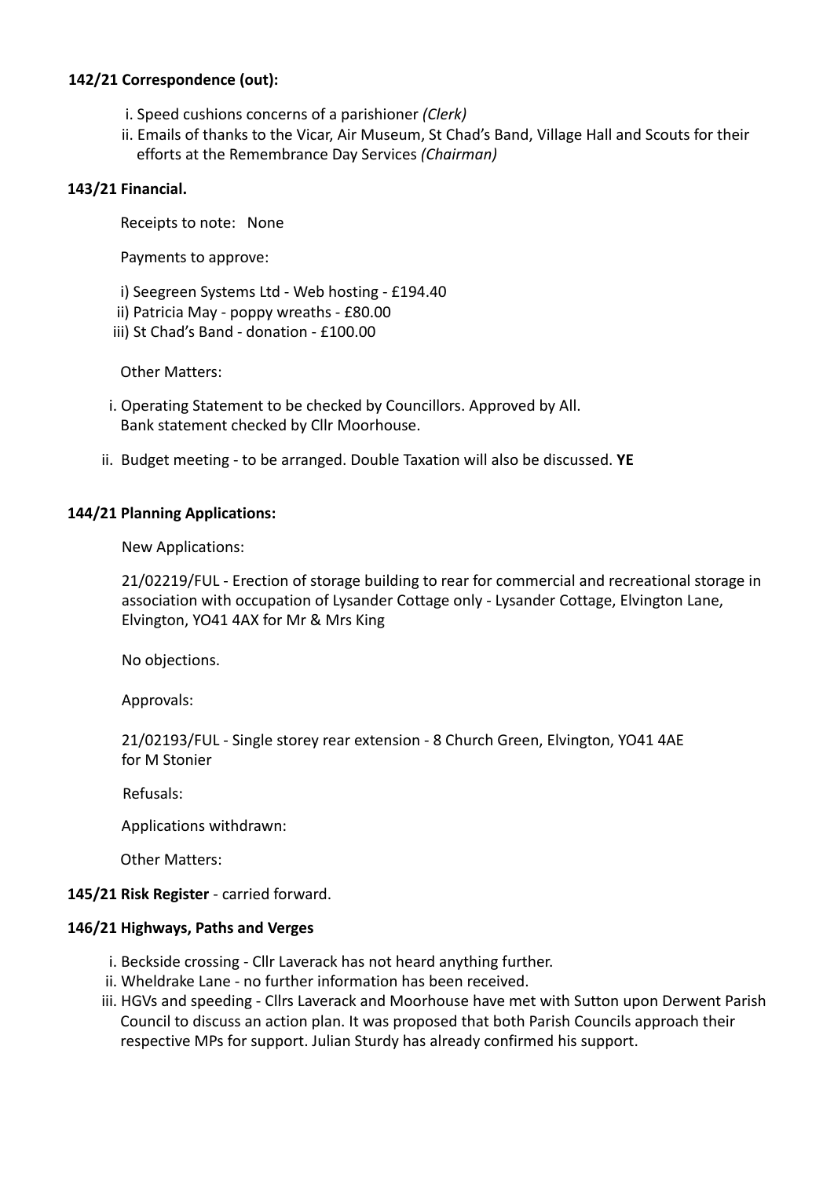**142/21 Correspondence (out):**

i. Speed cushions concerns of a parishioner *(Clerk)*
ii. Emails of thanks to the Vicar, Air Museum, St Chad's Band, Village Hall and Scouts for their efforts at the Remembrance Day Services *(Chairman)*

**143/21 Financial.**

Receipts to note: None

Payments to approve:

i) Seegreen Systems Ltd - Web hosting - £194.40
ii) Patricia May - poppy wreaths - £80.00
iii) St Chad's Band - donation - £100.00

Other Matters:

i. Operating Statement to be checked by Councillors. Approved by All. Bank statement checked by Cllr Moorhouse.

ii. Budget meeting - to be arranged. Double Taxation will also be discussed. **YE**

**144/21 Planning Applications:**

New Applications:

21/02219/FUL - Erection of storage building to rear for commercial and recreational storage in association with occupation of Lysander Cottage only - Lysander Cottage, Elvington Lane, Elvington, YO41 4AX for Mr & Mrs King

No objections.

Approvals:

21/02193/FUL - Single storey rear extension - 8 Church Green, Elvington, YO41 4AE for M Stonier

Refusals:

Applications withdrawn:

Other Matters:

**145/21 Risk Register** - carried forward.

**146/21 Highways, Paths and Verges**

i. Beckside crossing - Cllr Laverack has not heard anything further.
ii. Wheldrake Lane - no further information has been received.
iii. HGVs and speeding - Cllrs Laverack and Moorhouse have met with Sutton upon Derwent Parish Council to discuss an action plan. It was proposed that both Parish Councils approach their respective MPs for support. Julian Sturdy has already confirmed his support.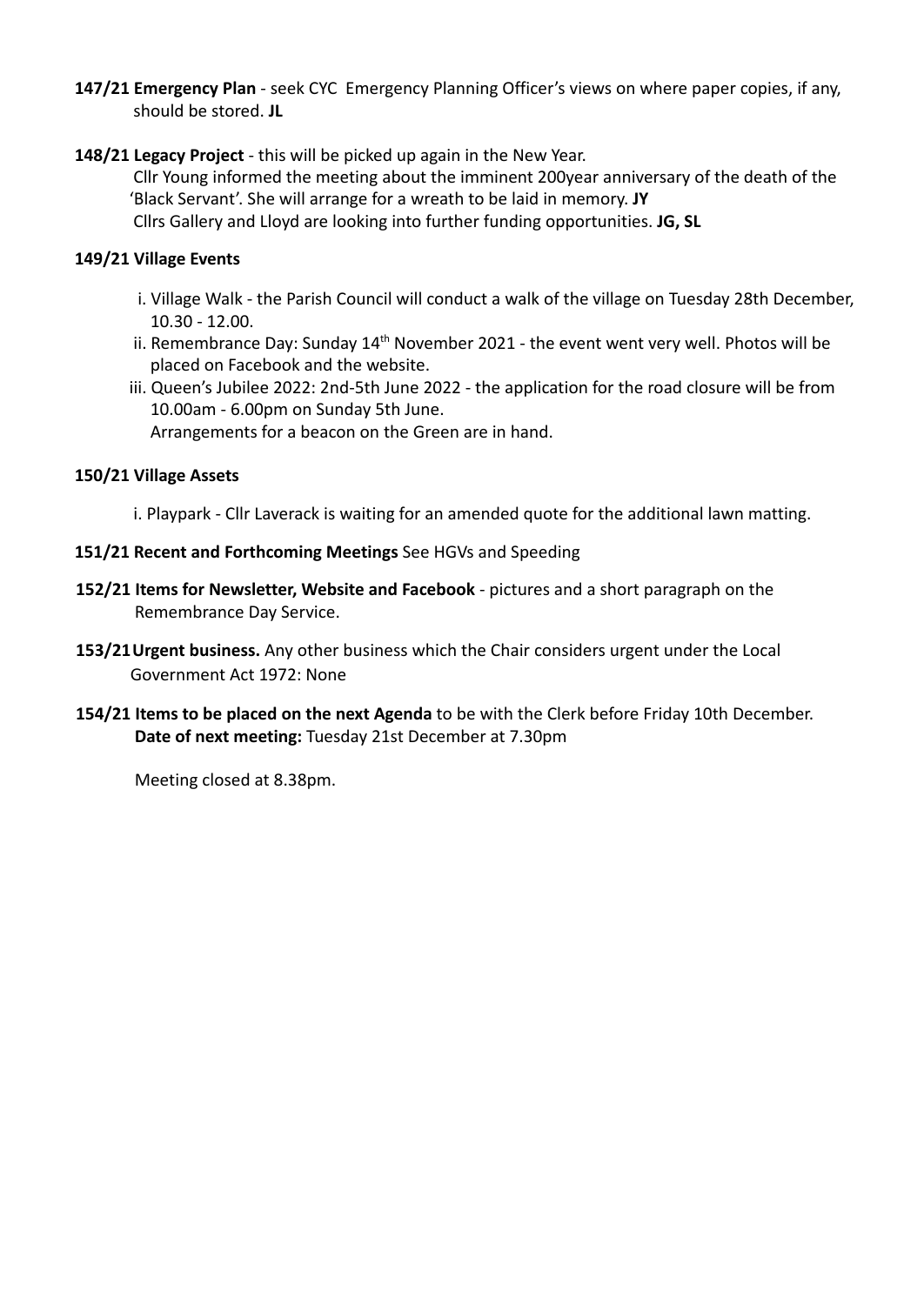**147/21 Emergency Plan** - seek CYC Emergency Planning Officer's views on where paper copies, if any, should be stored. **JL**

**148/21 Legacy Project** - this will be picked up again in the New Year.
Cllr Young informed the meeting about the imminent 200year anniversary of the death of the 'Black Servant'. She will arrange for a wreath to be laid in memory. **JY**
Cllrs Gallery and Lloyd are looking into further funding opportunities. **JG, SL**

**149/21 Village Events**

i. Village Walk - the Parish Council will conduct a walk of the village on Tuesday 28th December, 10.30 - 12.00.
ii. Remembrance Day: Sunday 14th November 2021 - the event went very well. Photos will be placed on Facebook and the website.
iii. Queen's Jubilee 2022: 2nd-5th June 2022 - the application for the road closure will be from 10.00am - 6.00pm on Sunday 5th June.
Arrangements for a beacon on the Green are in hand.

**150/21 Village Assets**

i. Playpark - Cllr Laverack is waiting for an amended quote for the additional lawn matting.

**151/21 Recent and Forthcoming Meetings** See HGVs and Speeding

**152/21 Items for Newsletter, Website and Facebook** - pictures and a short paragraph on the Remembrance Day Service.

**153/21 Urgent business.** Any other business which the Chair considers urgent under the Local Government Act 1972: None

**154/21 Items to be placed on the next Agenda** to be with the Clerk before Friday 10th December.
**Date of next meeting:** Tuesday 21st December at 7.30pm

Meeting closed at 8.38pm.